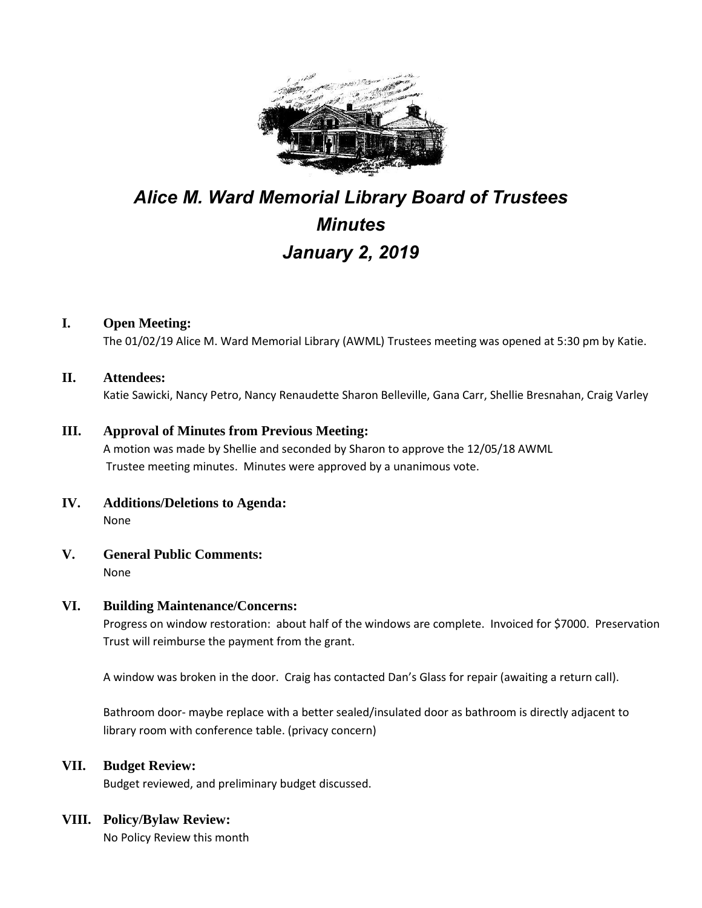# *Alice M. Ward Memorial Library Board of Trustees*
# *Minutes*
# *January 2, 2019*

## I. Open Meeting:

The 01/02/19 Alice M. Ward Memorial Library (AWML) Trustees meeting was opened at 5:30 pm by Katie.

## II. Attendees:

Katie Sawicki, Nancy Petro, Nancy Renaudette Sharon Belleville, Gana Carr, Shellie Bresnahan, Craig Varley

## III. Approval of Minutes from Previous Meeting:

A motion was made by Shellie and seconded by Sharon to approve the 12/05/18 AWML Trustee meeting minutes. Minutes were approved by a unanimous vote.

## IV. Additions/Deletions to Agenda:

None

## V. General Public Comments:

None

## VI. Building Maintenance/Concerns:

Progress on window restoration: about half of the windows are complete. Invoiced for $7000. Preservation Trust will reimburse the payment from the grant.

A window was broken in the door. Craig has contacted Dan's Glass for repair (awaiting a return call).

Bathroom door- maybe replace with a better sealed/insulated door as bathroom is directly adjacent to library room with conference table. (privacy concern)

## VII. Budget Review:

Budget reviewed, and preliminary budget discussed.

## VIII. Policy/Bylaw Review:

No Policy Review this month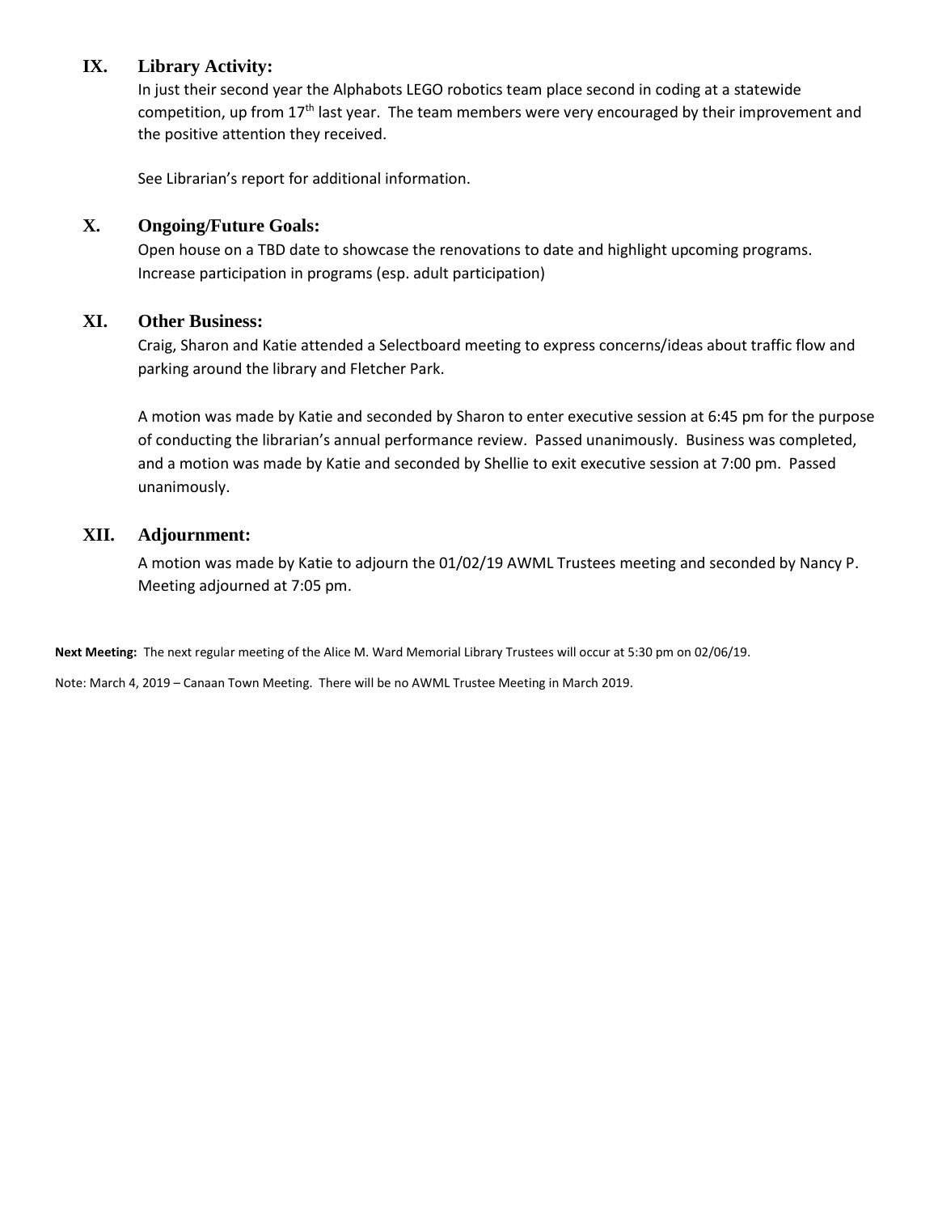## IX. Library Activity:

In just their second year the Alphabots LEGO robotics team place second in coding at a statewide competition, up from 17th last year. The team members were very encouraged by their improvement and the positive attention they received.

See Librarian's report for additional information.

## X. Ongoing/Future Goals:

Open house on a TBD date to showcase the renovations to date and highlight upcoming programs.
Increase participation in programs (esp. adult participation)

## XI. Other Business:

Craig, Sharon and Katie attended a Selectboard meeting to express concerns/ideas about traffic flow and parking around the library and Fletcher Park.

A motion was made by Katie and seconded by Sharon to enter executive session at 6:45 pm for the purpose of conducting the librarian's annual performance review. Passed unanimously. Business was completed, and a motion was made by Katie and seconded by Shellie to exit executive session at 7:00 pm. Passed unanimously.

## XII. Adjournment:

A motion was made by Katie to adjourn the 01/02/19 AWML Trustees meeting and seconded by Nancy P. Meeting adjourned at 7:05 pm.

**Next Meeting:** The next regular meeting of the Alice M. Ward Memorial Library Trustees will occur at 5:30 pm on 02/06/19.

Note: March 4, 2019 – Canaan Town Meeting. There will be no AWML Trustee Meeting in March 2019.